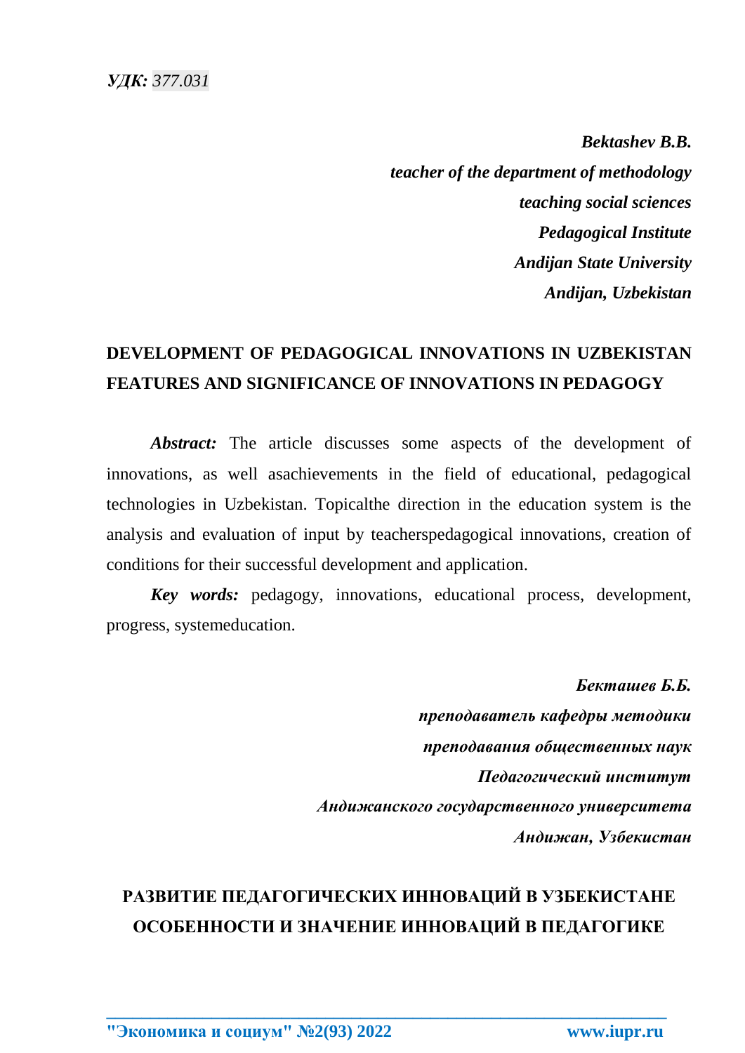***УДК:*** *377.031*

***Bektashev B.B.***
***teacher of the department of methodology***
***teaching social sciences***
***Pedagogical Institute***
***Andijan State University***
***Andijan, Uzbekistan***

## DEVELOPMENT OF PEDAGOGICAL INNOVATIONS IN UZBEKISTAN FEATURES AND SIGNIFICANCE OF INNOVATIONS IN PEDAGOGY

***Abstract:*** The article discusses some aspects of the development of innovations, as well asachievements in the field of educational, pedagogical technologies in Uzbekistan. Topicalthe direction in the education system is the analysis and evaluation of input by teacherspedagogical innovations, creation of conditions for their successful development and application.

***Key words:*** pedagogy, innovations, educational process, development, progress, systemeducation.

***Бекташев Б.Б.***
***преподаватель кафедры методики***
***преподавания общественных наук***
***Педагогический институт***
***Андижанского государственного университета***
***Андижан, Узбекистан***

## РАЗВИТИЕ ПЕДАГОГИЧЕСКИХ ИННОВАЦИЙ В УЗБЕКИСТАНЕ ОСОБЕННОСТИ И ЗНАЧЕНИЕ ИННОВАЦИЙ В ПЕДАГОГИКЕ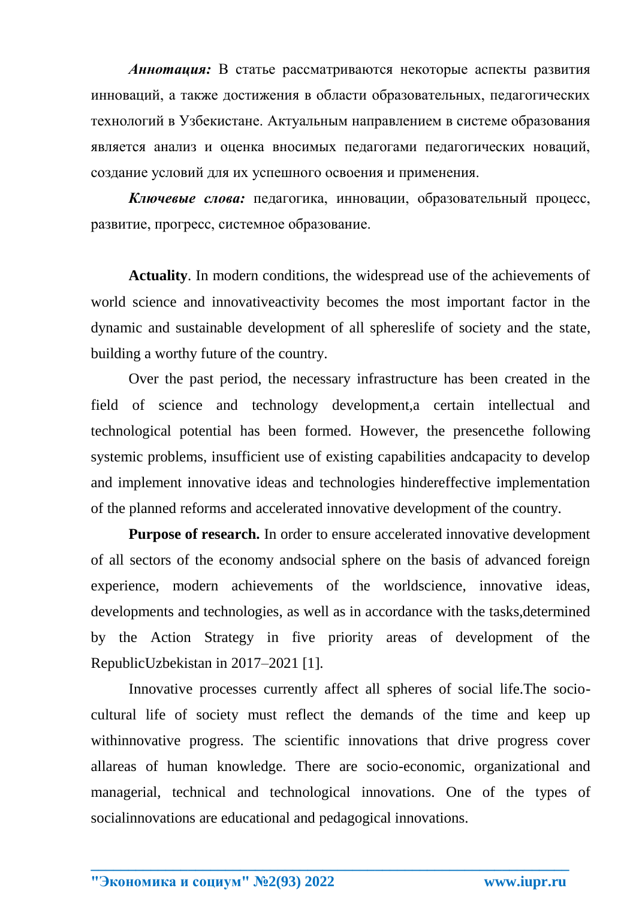***Аннотация:*** В статье рассматриваются некоторые аспекты развития инноваций, а также достижения в области образовательных, педагогических технологий в Узбекистане. Актуальным направлением в системе образования является анализ и оценка вносимых педагогами педагогических новаций, создание условий для их успешного освоения и применения.

***Ключевые слова:*** педагогика, инновации, образовательный процесс, развитие, прогресс, системное образование.

**Actuality**. In modern conditions, the widespread use of the achievements of world science and innovativeactivity becomes the most important factor in the dynamic and sustainable development of all sphereslife of society and the state, building a worthy future of the country.

Over the past period, the necessary infrastructure has been created in the field of science and technology development,a certain intellectual and technological potential has been formed. However, the presencethe following systemic problems, insufficient use of existing capabilities andcapacity to develop and implement innovative ideas and technologies hindereffective implementation of the planned reforms and accelerated innovative development of the country.

**Purpose of research.** In order to ensure accelerated innovative development of all sectors of the economy andsocial sphere on the basis of advanced foreign experience, modern achievements of the worldscience, innovative ideas, developments and technologies, as well as in accordance with the tasks,determined by the Action Strategy in five priority areas of development of the RepublicUzbekistan in 2017–2021 [1].

Innovative processes currently affect all spheres of social life.The socio-cultural life of society must reflect the demands of the time and keep up withinnovative progress. The scientific innovations that drive progress cover allareas of human knowledge. There are socio-economic, organizational and managerial, technical and technological innovations. One of the types of socialinnovations are educational and pedagogical innovations.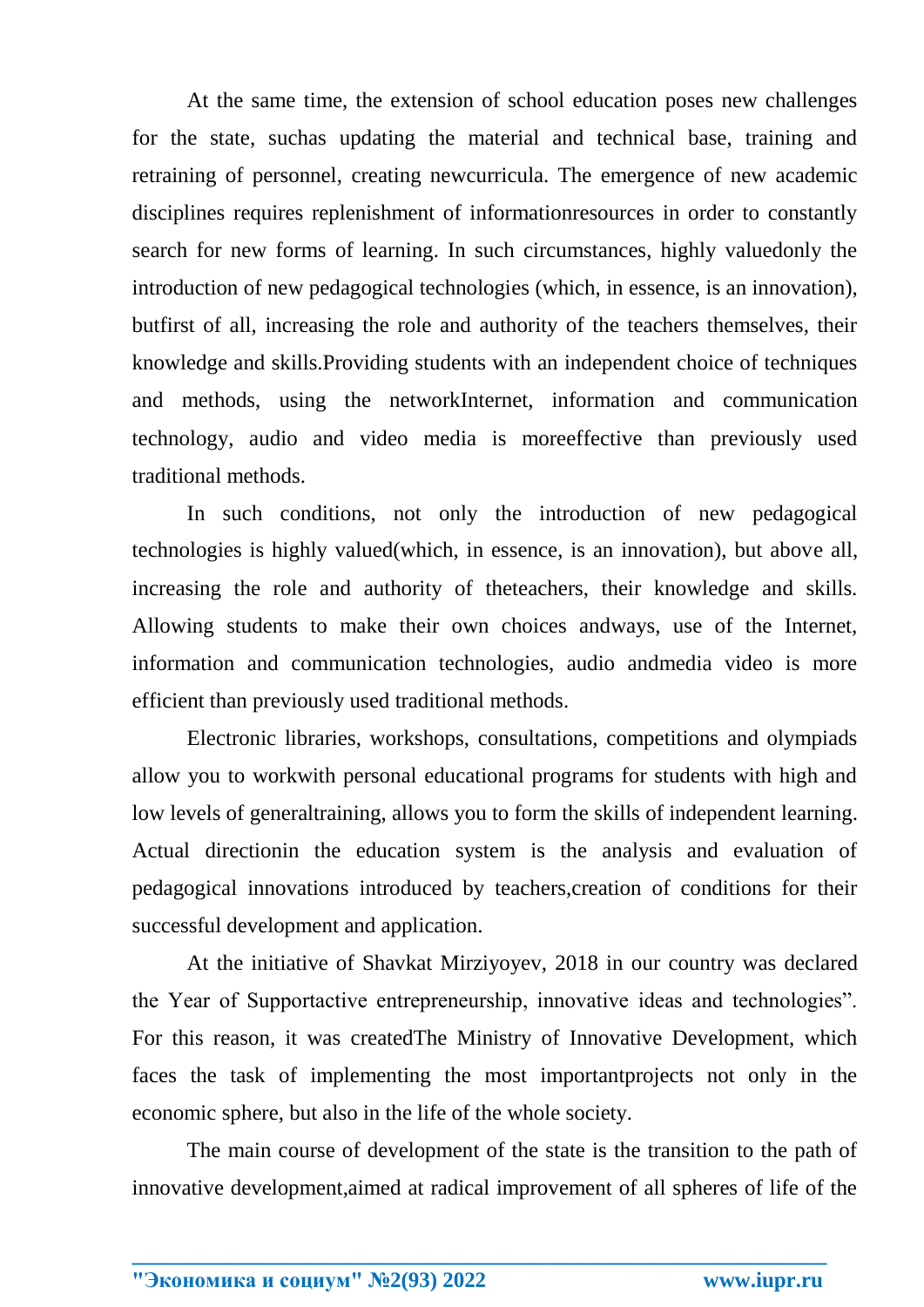At the same time, the extension of school education poses new challenges for the state, suchas updating the material and technical base, training and retraining of personnel, creating newcurricula. The emergence of new academic disciplines requires replenishment of informationresources in order to constantly search for new forms of learning. In such circumstances, highly valuedonly the introduction of new pedagogical technologies (which, in essence, is an innovation), butfirst of all, increasing the role and authority of the teachers themselves, their knowledge and skills.Providing students with an independent choice of techniques and methods, using the networkInternet, information and communication technology, audio and video media is moreeffective than previously used traditional methods.

In such conditions, not only the introduction of new pedagogical technologies is highly valued(which, in essence, is an innovation), but above all, increasing the role and authority of theteachers, their knowledge and skills. Allowing students to make their own choices andways, use of the Internet, information and communication technologies, audio andmedia video is more efficient than previously used traditional methods.

Electronic libraries, workshops, consultations, competitions and olympiads allow you to workwith personal educational programs for students with high and low levels of generaltraining, allows you to form the skills of independent learning. Actual directionin the education system is the analysis and evaluation of pedagogical innovations introduced by teachers,creation of conditions for their successful development and application.

At the initiative of Shavkat Mirziyoyev, 2018 in our country was declared the Year of Supportactive entrepreneurship, innovative ideas and technologies". For this reason, it was createdThe Ministry of Innovative Development, which faces the task of implementing the most importantprojects not only in the economic sphere, but also in the life of the whole society.

The main course of development of the state is the transition to the path of innovative development,aimed at radical improvement of all spheres of life of the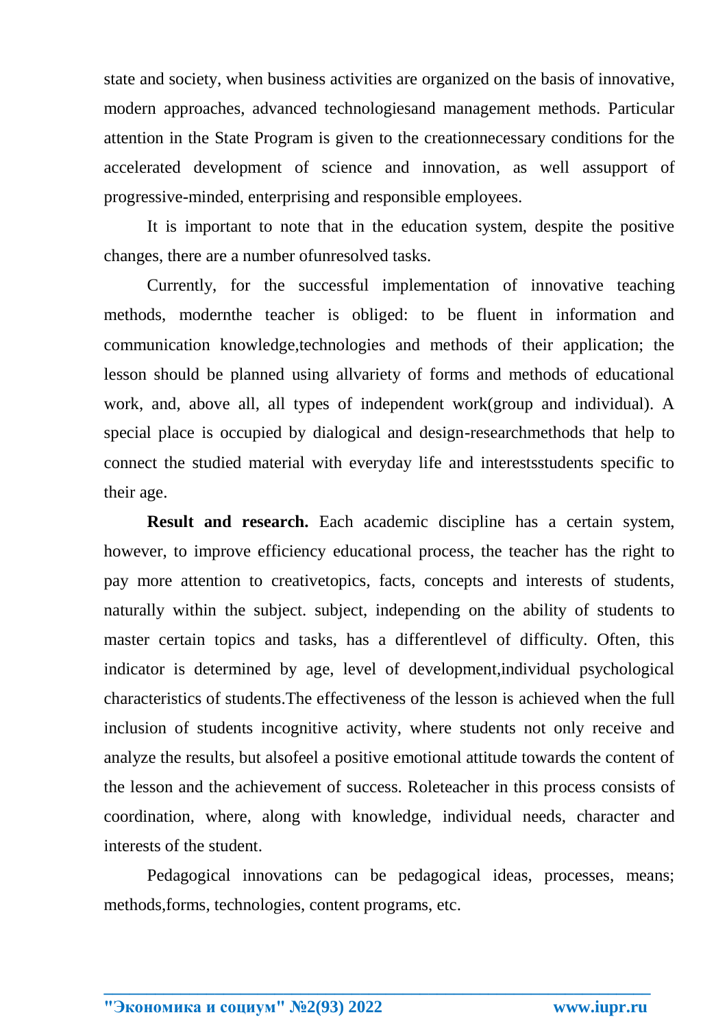state and society, when business activities are organized on the basis of innovative, modern approaches, advanced technologiesand management methods. Particular attention in the State Program is given to the creationnecessary conditions for the accelerated development of science and innovation, as well assupport of progressive-minded, enterprising and responsible employees.

It is important to note that in the education system, despite the positive changes, there are a number ofunresolved tasks.

Currently, for the successful implementation of innovative teaching methods, modernthe teacher is obliged: to be fluent in information and communication knowledge,technologies and methods of their application; the lesson should be planned using allvariety of forms and methods of educational work, and, above all, all types of independent work(group and individual). A special place is occupied by dialogical and design-researchmethods that help to connect the studied material with everyday life and interestsstudents specific to their age.

**Result and research.** Each academic discipline has a certain system, however, to improve efficiency educational process, the teacher has the right to pay more attention to creativetopics, facts, concepts and interests of students, naturally within the subject. subject, independing on the ability of students to master certain topics and tasks, has a differentlevel of difficulty. Often, this indicator is determined by age, level of development,individual psychological characteristics of students.The effectiveness of the lesson is achieved when the full inclusion of students incognitive activity, where students not only receive and analyze the results, but alsofeel a positive emotional attitude towards the content of the lesson and the achievement of success. Roleteacher in this process consists of coordination, where, along with knowledge, individual needs, character and interests of the student.

Pedagogical innovations can be pedagogical ideas, processes, means; methods,forms, technologies, content programs, etc.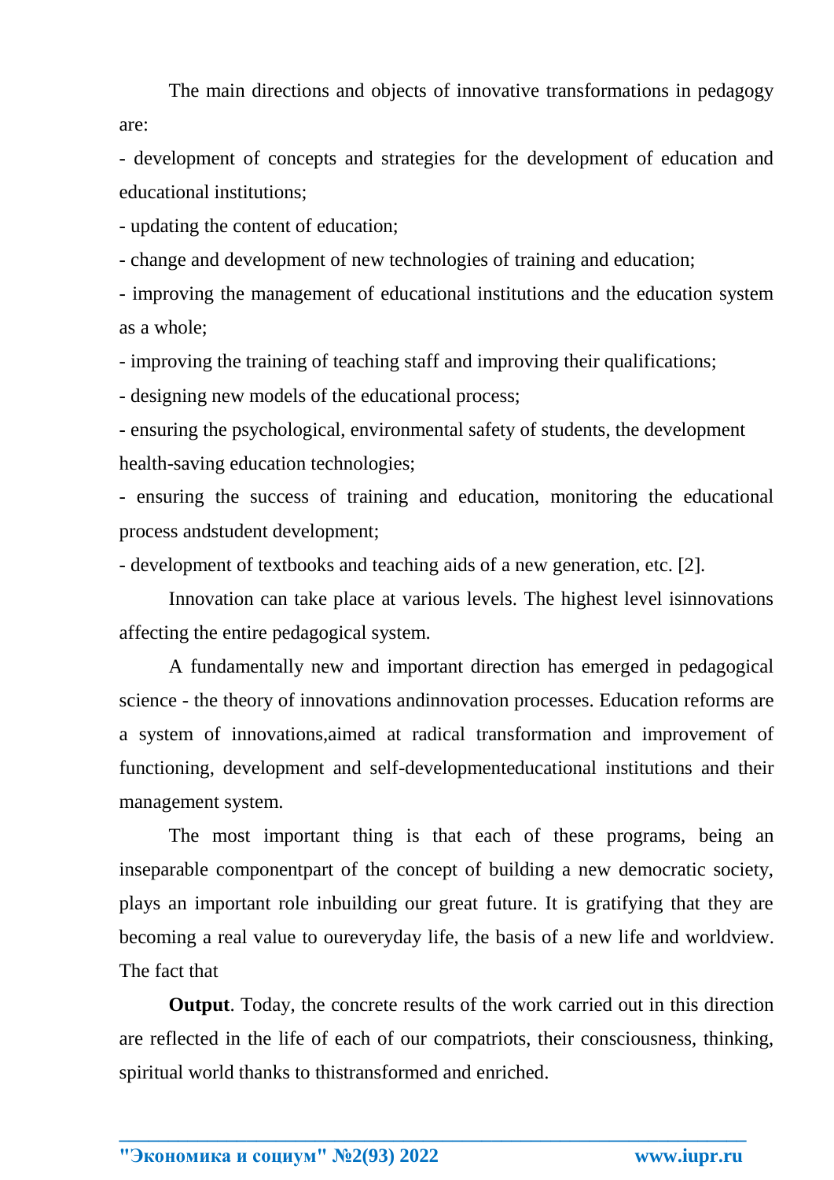The main directions and objects of innovative transformations in pedagogy are:

- development of concepts and strategies for the development of education and educational institutions;
- updating the content of education;
- change and development of new technologies of training and education;
- improving the management of educational institutions and the education system as a whole;
- improving the training of teaching staff and improving their qualifications;
- designing new models of the educational process;
- ensuring the psychological, environmental safety of students, the development health-saving education technologies;
- ensuring the success of training and education, monitoring the educational process andstudent development;
- development of textbooks and teaching aids of a new generation, etc. [2].

Innovation can take place at various levels. The highest level isinnovations affecting the entire pedagogical system.

A fundamentally new and important direction has emerged in pedagogical science - the theory of innovations andinnovation processes. Education reforms are a system of innovations,aimed at radical transformation and improvement of functioning, development and self-developmenteducational institutions and their management system.

The most important thing is that each of these programs, being an inseparable componentpart of the concept of building a new democratic society, plays an important role inbuilding our great future. It is gratifying that they are becoming a real value to oureveryday life, the basis of a new life and worldview. The fact that

**Output**. Today, the concrete results of the work carried out in this direction are reflected in the life of each of our compatriots, their consciousness, thinking, spiritual world thanks to thistransformed and enriched.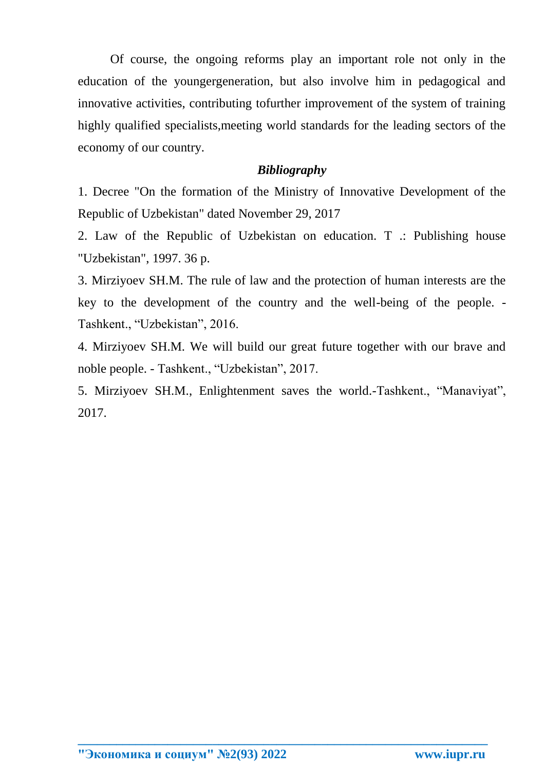Of course, the ongoing reforms play an important role not only in the education of the youngergeneration, but also involve him in pedagogical and innovative activities, contributing tofurther improvement of the system of training highly qualified specialists,meeting world standards for the leading sectors of the economy of our country.

***Bibliography***

1. Decree "On the formation of the Ministry of Innovative Development of the Republic of Uzbekistan" dated November 29, 2017
2. Law of the Republic of Uzbekistan on education. T .: Publishing house "Uzbekistan", 1997. 36 p.
3. Mirziyoev SH.M. The rule of law and the protection of human interests are the key to the development of the country and the well-being of the people. - Tashkent., “Uzbekistan”, 2016.
4. Mirziyoev SH.M. We will build our great future together with our brave and noble people. - Tashkent., “Uzbekistan”, 2017.
5. Mirziyoev SH.M., Enlightenment saves the world.-Tashkent., “Manaviyat”, 2017.